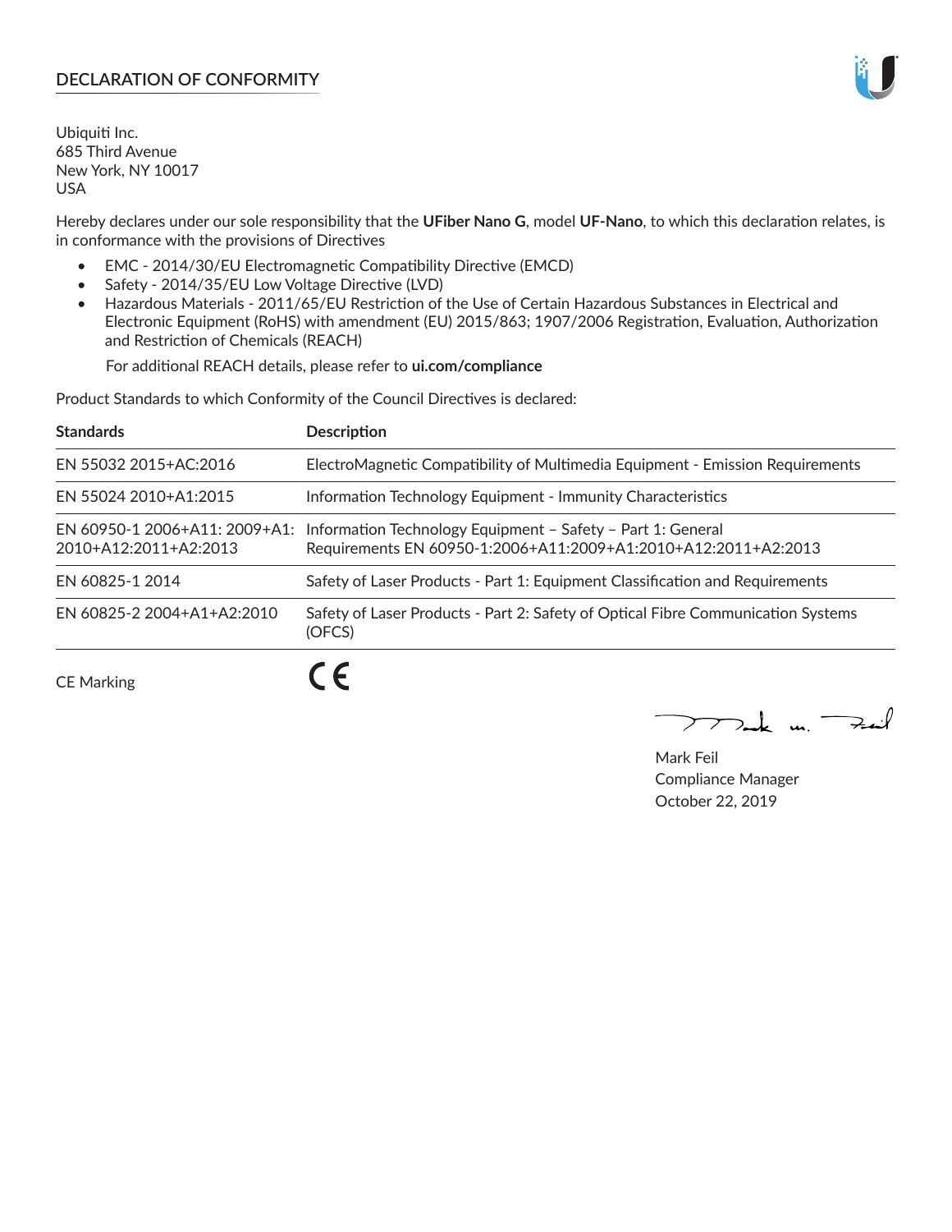## DECLARATION OF CONFORMITY

Ubiquiti Inc.
685 Third Avenue
New York, NY 10017
USA

Hereby declares under our sole responsibility that the **UFiber Nano G**, model **UF-Nano**, to which this declaration relates, is in conformance with the provisions of Directives

- EMC - 2014/30/EU Electromagnetic Compatibility Directive (EMCD)
- Safety - 2014/35/EU Low Voltage Directive (LVD)
- Hazardous Materials - 2011/65/EU Restriction of the Use of Certain Hazardous Substances in Electrical and Electronic Equipment (RoHS) with amendment (EU) 2015/863; 1907/2006 Registration, Evaluation, Authorization and Restriction of Chemicals (REACH)

  For additional REACH details, please refer to **ui.com/compliance**

Product Standards to which Conformity of the Council Directives is declared:

| Standards | Description |
|---|---|
| EN 55032 2015+AC:2016 | ElectroMagnetic Compatibility of Multimedia Equipment - Emission Requirements |
| EN 55024 2010+A1:2015 | Information Technology Equipment - Immunity Characteristics |
| EN 60950-1 2006+A11: 2009+A1: 2010+A12:2011+A2:2013 | Information Technology Equipment – Safety – Part 1: General Requirements EN 60950-1:2006+A11:2009+A1:2010+A12:2011+A2:2013 |
| EN 60825-1 2014 | Safety of Laser Products - Part 1: Equipment Classification and Requirements |
| EN 60825-2 2004+A1+A2:2010 | Safety of Laser Products - Part 2: Safety of Optical Fibre Communication Systems (OFCS) |

CE Marking CE

Mark Feil
Compliance Manager
October 22, 2019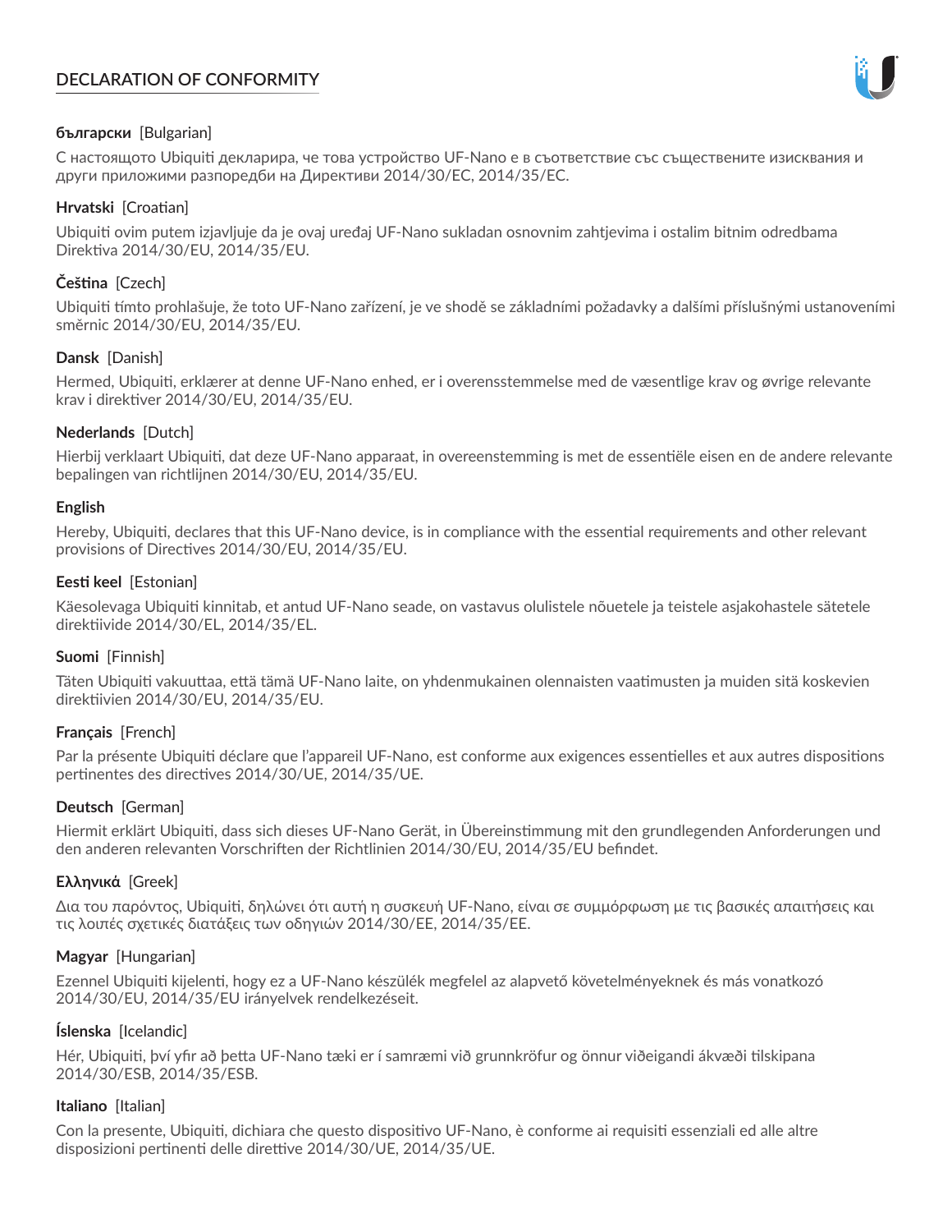# DECLARATION OF CONFORMITY

**български** [Bulgarian]

С настоящото Ubiquiti декларира, че това устройство UF-Nano е в съответствие със съществените изисквания и други приложими разпоредби на Директиви 2014/30/ЕС, 2014/35/ЕС.

**Hrvatski** [Croatian]

Ubiquiti ovim putem izjavljuje da je ovaj uređaj UF-Nano sukladan osnovnim zahtjevima i ostalim bitnim odredbama Direktiva 2014/30/EU, 2014/35/EU.

**Čeština** [Czech]

Ubiquiti tímto prohlašuje, že toto UF-Nano zařízení, je ve shodě se základními požadavky a dalšími příslušnými ustanoveními směrnic 2014/30/EU, 2014/35/EU.

**Dansk** [Danish]

Hermed, Ubiquiti, erklærer at denne UF-Nano enhed, er i overensstemmelse med de væsentlige krav og øvrige relevante krav i direktiver 2014/30/EU, 2014/35/EU.

**Nederlands** [Dutch]

Hierbij verklaart Ubiquiti, dat deze UF-Nano apparaat, in overeenstemming is met de essentiële eisen en de andere relevante bepalingen van richtlijnen 2014/30/EU, 2014/35/EU.

**English**

Hereby, Ubiquiti, declares that this UF-Nano device, is in compliance with the essential requirements and other relevant provisions of Directives 2014/30/EU, 2014/35/EU.

**Eesti keel** [Estonian]

Käesolevaga Ubiquiti kinnitab, et antud UF-Nano seade, on vastavus olulistele nõuetele ja teistele asjakohastele sätetele direktiivide 2014/30/EL, 2014/35/EL.

**Suomi** [Finnish]

Täten Ubiquiti vakuuttaa, että tämä UF-Nano laite, on yhdenmukainen olennaisten vaatimusten ja muiden sitä koskevien direktiivien 2014/30/EU, 2014/35/EU.

**Français** [French]

Par la présente Ubiquiti déclare que l'appareil UF-Nano, est conforme aux exigences essentielles et aux autres dispositions pertinentes des directives 2014/30/UE, 2014/35/UE.

**Deutsch** [German]

Hiermit erklärt Ubiquiti, dass sich dieses UF-Nano Gerät, in Übereinstimmung mit den grundlegenden Anforderungen und den anderen relevanten Vorschriften der Richtlinien 2014/30/EU, 2014/35/EU befindet.

**Ελληνικά** [Greek]

Δια του παρόντος, Ubiquiti, δηλώνει ότι αυτή η συσκευή UF-Nano, είναι σε συμμόρφωση με τις βασικές απαιτήσεις και τις λοιπές σχετικές διατάξεις των οδηγιών 2014/30/EE, 2014/35/EE.

**Magyar** [Hungarian]

Ezennel Ubiquiti kijelenti, hogy ez a UF-Nano készülék megfelel az alapvető követelményeknek és más vonatkozó 2014/30/EU, 2014/35/EU irányelvek rendelkezéseit.

**Íslenska** [Icelandic]

Hér, Ubiquiti, því yfir að þetta UF-Nano tæki er í samræmi við grunnkröfur og önnur viðeigandi ákvæði tilskipana 2014/30/ESB, 2014/35/ESB.

**Italiano** [Italian]

Con la presente, Ubiquiti, dichiara che questo dispositivo UF-Nano, è conforme ai requisiti essenziali ed alle altre disposizioni pertinenti delle direttive 2014/30/UE, 2014/35/UE.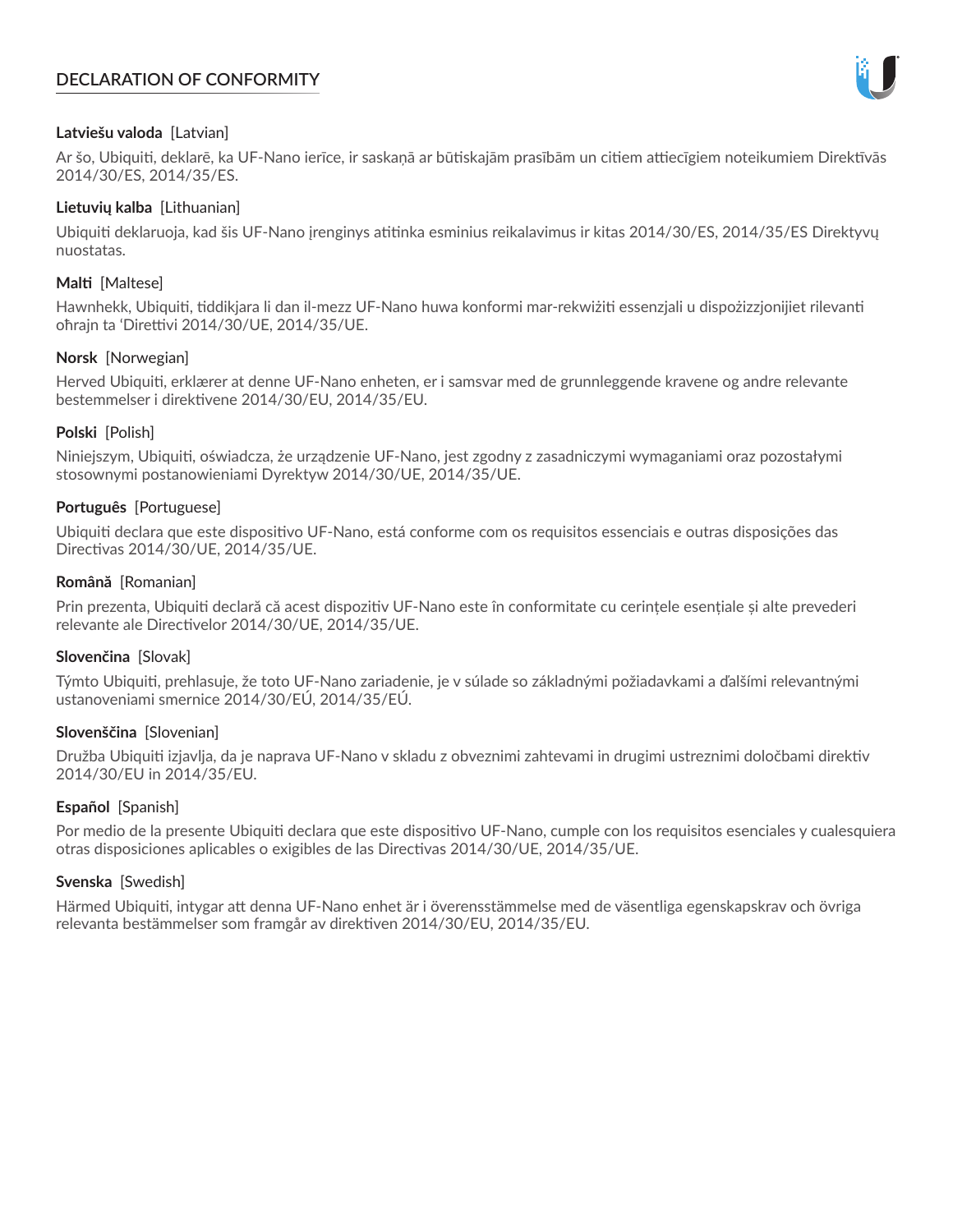# DECLARATION OF CONFORMITY

**Latviešu valoda** [Latvian]

Ar šo, Ubiquiti, deklarē, ka UF-Nano ierīce, ir saskaņā ar būtiskajām prasībām un citiem attiecīgiem noteikumiem Direktīvās 2014/30/ES, 2014/35/ES.

**Lietuvių kalba** [Lithuanian]

Ubiquiti deklaruoja, kad šis UF-Nano įrenginys atitinka esminius reikalavimus ir kitas 2014/30/ES, 2014/35/ES Direktyvų nuostatas.

**Malti** [Maltese]

Hawnhekk, Ubiquiti, tiddikjara li dan il-mezz UF-Nano huwa konformi mar-rekwiżiti essenzjali u dispożizzjonijiet rilevanti oħrajn ta 'Direttivi 2014/30/UE, 2014/35/UE.

**Norsk** [Norwegian]

Herved Ubiquiti, erklærer at denne UF-Nano enheten, er i samsvar med de grunnleggende kravene og andre relevante bestemmelser i direktivene 2014/30/EU, 2014/35/EU.

**Polski** [Polish]

Niniejszym, Ubiquiti, oświadcza, że urządzenie UF-Nano, jest zgodny z zasadniczymi wymaganiami oraz pozostałymi stosownymi postanowieniami Dyrektyw 2014/30/UE, 2014/35/UE.

**Português** [Portuguese]

Ubiquiti declara que este dispositivo UF-Nano, está conforme com os requisitos essenciais e outras disposições das Directivas 2014/30/UE, 2014/35/UE.

**Română** [Romanian]

Prin prezenta, Ubiquiti declară că acest dispozitiv UF-Nano este în conformitate cu cerințele esențiale și alte prevederi relevante ale Directivelor 2014/30/UE, 2014/35/UE.

**Slovenčina** [Slovak]

Týmto Ubiquiti, prehlasuje, že toto UF-Nano zariadenie, je v súlade so základnými požiadavkami a ďalšími relevantnými ustanoveniami smernice 2014/30/EÚ, 2014/35/EÚ.

**Slovenščina** [Slovenian]

Družba Ubiquiti izjavlja, da je naprava UF-Nano v skladu z obveznimi zahtevami in drugimi ustreznimi določbami direktiv 2014/30/EU in 2014/35/EU.

**Español** [Spanish]

Por medio de la presente Ubiquiti declara que este dispositivo UF-Nano, cumple con los requisitos esenciales y cualesquiera otras disposiciones aplicables o exigibles de las Directivas 2014/30/UE, 2014/35/UE.

**Svenska** [Swedish]

Härmed Ubiquiti, intygar att denna UF-Nano enhet är i överensstämmelse med de väsentliga egenskapskrav och övriga relevanta bestämmelser som framgår av direktiven 2014/30/EU, 2014/35/EU.